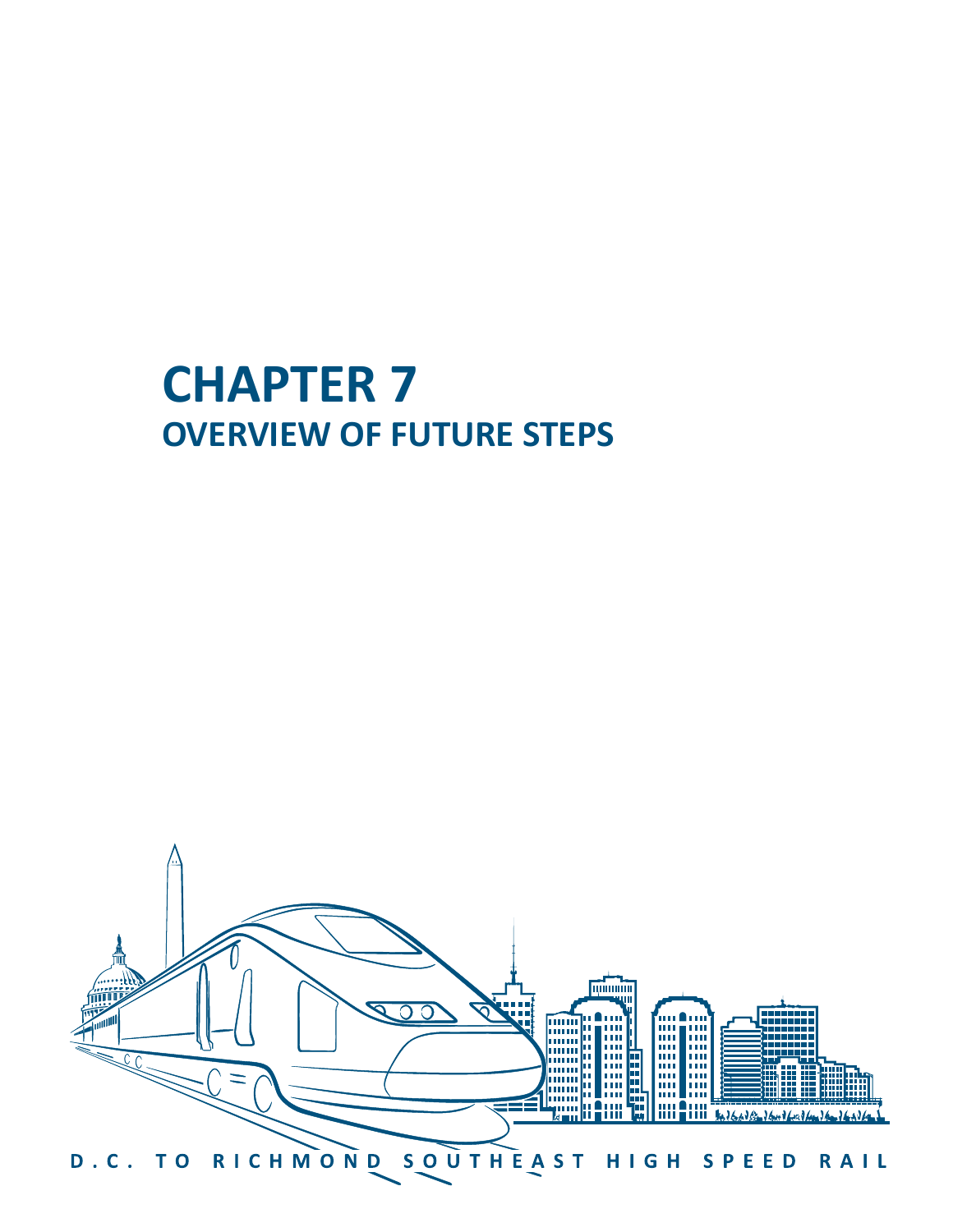# CHAPTER 7
## OVERVIEW OF FUTURE STEPS

D.C. TO RICHMOND SOUTHEAST HIGH SPEED RAIL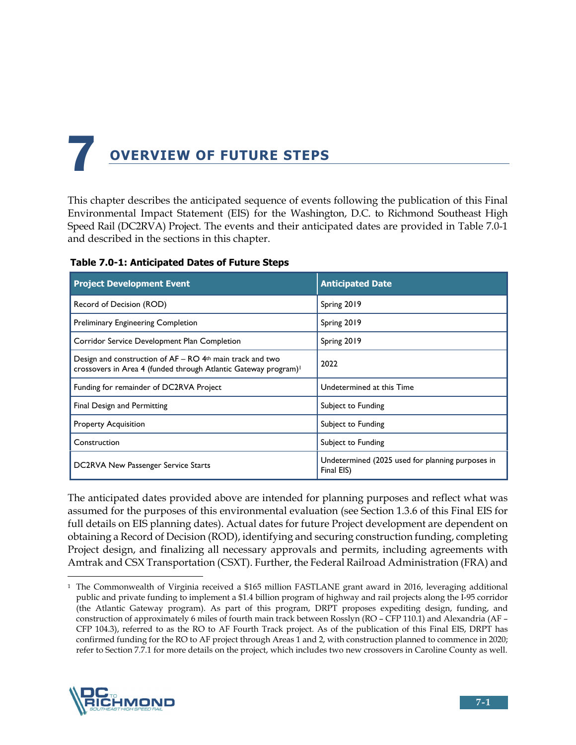# 7 OVERVIEW OF FUTURE STEPS

This chapter describes the anticipated sequence of events following the publication of this Final Environmental Impact Statement (EIS) for the Washington, D.C. to Richmond Southeast High Speed Rail (DC2RVA) Project. The events and their anticipated dates are provided in Table 7.0-1 and described in the sections in this chapter.

**Table 7.0-1: Anticipated Dates of Future Steps**

| Project Development Event | Anticipated Date |
|---|---|
| Record of Decision (ROD) | Spring 2019 |
| Preliminary Engineering Completion | Spring 2019 |
| Corridor Service Development Plan Completion | Spring 2019 |
| Design and construction of AF – RO 4th main track and two crossovers in Area 4 (funded through Atlantic Gateway program)[1] | 2022 |
| Funding for remainder of DC2RVA Project | Undetermined at this Time |
| Final Design and Permitting | Subject to Funding |
| Property Acquisition | Subject to Funding |
| Construction | Subject to Funding |
| DC2RVA New Passenger Service Starts | Undetermined (2025 used for planning purposes in Final EIS) |

The anticipated dates provided above are intended for planning purposes and reflect what was assumed for the purposes of this environmental evaluation (see Section 1.3.6 of this Final EIS for full details on EIS planning dates). Actual dates for future Project development are dependent on obtaining a Record of Decision (ROD), identifying and securing construction funding, completing Project design, and finalizing all necessary approvals and permits, including agreements with Amtrak and CSX Transportation (CSXT). Further, the Federal Railroad Administration (FRA) and

[1] The Commonwealth of Virginia received a $165 million FASTLANE grant award in 2016, leveraging additional public and private funding to implement a $1.4 billion program of highway and rail projects along the I-95 corridor (the Atlantic Gateway program). As part of this program, DRPT proposes expediting design, funding, and construction of approximately 6 miles of fourth main track between Rosslyn (RO – CFP 110.1) and Alexandria (AF – CFP 104.3), referred to as the RO to AF Fourth Track project. As of the publication of this Final EIS, DRPT has confirmed funding for the RO to AF project through Areas 1 and 2, with construction planned to commence in 2020; refer to Section 7.7.1 for more details on the project, which includes two new crossovers in Caroline County as well.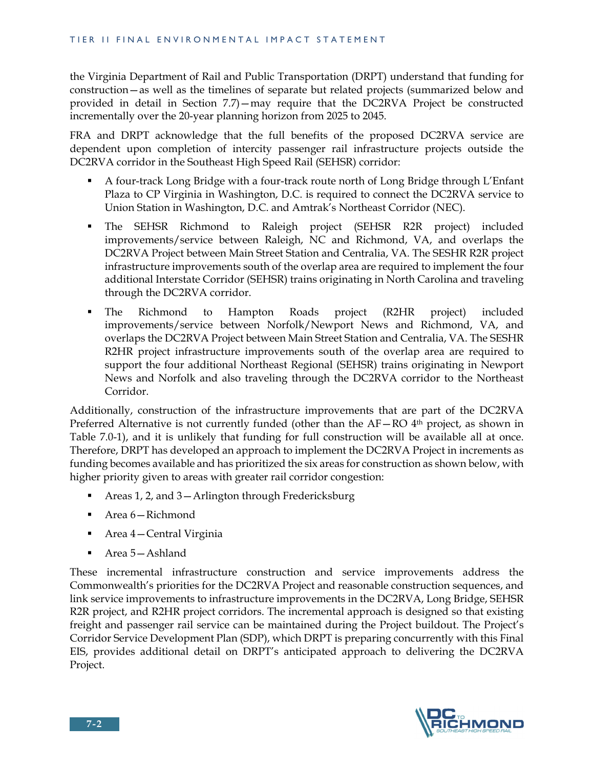the Virginia Department of Rail and Public Transportation (DRPT) understand that funding for construction—as well as the timelines of separate but related projects (summarized below and provided in detail in Section 7.7)—may require that the DC2RVA Project be constructed incrementally over the 20-year planning horizon from 2025 to 2045.

FRA and DRPT acknowledge that the full benefits of the proposed DC2RVA service are dependent upon completion of intercity passenger rail infrastructure projects outside the DC2RVA corridor in the Southeast High Speed Rail (SEHSR) corridor:

- A four-track Long Bridge with a four-track route north of Long Bridge through L'Enfant Plaza to CP Virginia in Washington, D.C. is required to connect the DC2RVA service to Union Station in Washington, D.C. and Amtrak's Northeast Corridor (NEC).
- The SEHSR Richmond to Raleigh project (SEHSR R2R project) included improvements/service between Raleigh, NC and Richmond, VA, and overlaps the DC2RVA Project between Main Street Station and Centralia, VA. The SESHR R2R project infrastructure improvements south of the overlap area are required to implement the four additional Interstate Corridor (SEHSR) trains originating in North Carolina and traveling through the DC2RVA corridor.
- The Richmond to Hampton Roads project (R2HR project) included improvements/service between Norfolk/Newport News and Richmond, VA, and overlaps the DC2RVA Project between Main Street Station and Centralia, VA. The SESHR R2HR project infrastructure improvements south of the overlap area are required to support the four additional Northeast Regional (SEHSR) trains originating in Newport News and Norfolk and also traveling through the DC2RVA corridor to the Northeast Corridor.

Additionally, construction of the infrastructure improvements that are part of the DC2RVA Preferred Alternative is not currently funded (other than the AF—RO 4th project, as shown in Table 7.0-1), and it is unlikely that funding for full construction will be available all at once. Therefore, DRPT has developed an approach to implement the DC2RVA Project in increments as funding becomes available and has prioritized the six areas for construction as shown below, with higher priority given to areas with greater rail corridor congestion:

- Areas 1, 2, and 3—Arlington through Fredericksburg
- Area 6—Richmond
- Area 4—Central Virginia
- Area 5—Ashland

These incremental infrastructure construction and service improvements address the Commonwealth's priorities for the DC2RVA Project and reasonable construction sequences, and link service improvements to infrastructure improvements in the DC2RVA, Long Bridge, SEHSR R2R project, and R2HR project corridors. The incremental approach is designed so that existing freight and passenger rail service can be maintained during the Project buildout. The Project's Corridor Service Development Plan (SDP), which DRPT is preparing concurrently with this Final EIS, provides additional detail on DRPT's anticipated approach to delivering the DC2RVA Project.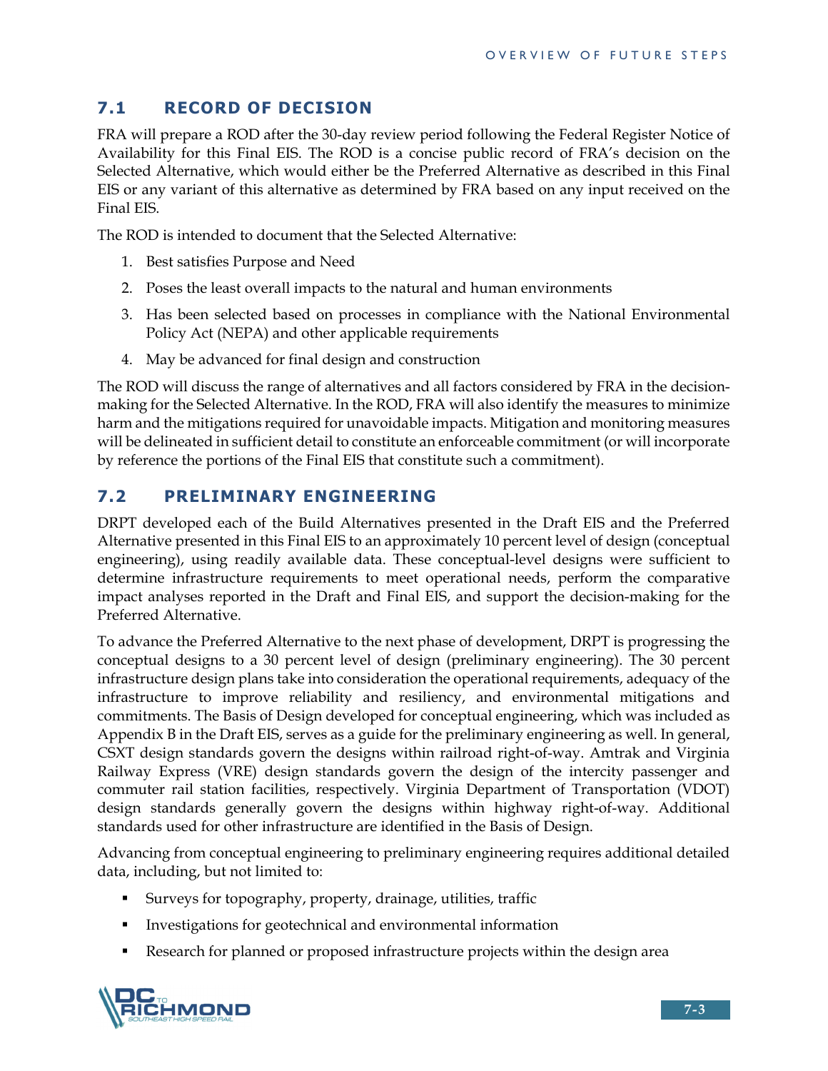## 7.1 RECORD OF DECISION

FRA will prepare a ROD after the 30-day review period following the Federal Register Notice of Availability for this Final EIS. The ROD is a concise public record of FRA's decision on the Selected Alternative, which would either be the Preferred Alternative as described in this Final EIS or any variant of this alternative as determined by FRA based on any input received on the Final EIS.

The ROD is intended to document that the Selected Alternative:

1. Best satisfies Purpose and Need
2. Poses the least overall impacts to the natural and human environments
3. Has been selected based on processes in compliance with the National Environmental Policy Act (NEPA) and other applicable requirements
4. May be advanced for final design and construction

The ROD will discuss the range of alternatives and all factors considered by FRA in the decision-making for the Selected Alternative. In the ROD, FRA will also identify the measures to minimize harm and the mitigations required for unavoidable impacts. Mitigation and monitoring measures will be delineated in sufficient detail to constitute an enforceable commitment (or will incorporate by reference the portions of the Final EIS that constitute such a commitment).

## 7.2 PRELIMINARY ENGINEERING

DRPT developed each of the Build Alternatives presented in the Draft EIS and the Preferred Alternative presented in this Final EIS to an approximately 10 percent level of design (conceptual engineering), using readily available data. These conceptual-level designs were sufficient to determine infrastructure requirements to meet operational needs, perform the comparative impact analyses reported in the Draft and Final EIS, and support the decision-making for the Preferred Alternative.

To advance the Preferred Alternative to the next phase of development, DRPT is progressing the conceptual designs to a 30 percent level of design (preliminary engineering). The 30 percent infrastructure design plans take into consideration the operational requirements, adequacy of the infrastructure to improve reliability and resiliency, and environmental mitigations and commitments. The Basis of Design developed for conceptual engineering, which was included as Appendix B in the Draft EIS, serves as a guide for the preliminary engineering as well. In general, CSXT design standards govern the designs within railroad right-of-way. Amtrak and Virginia Railway Express (VRE) design standards govern the design of the intercity passenger and commuter rail station facilities, respectively. Virginia Department of Transportation (VDOT) design standards generally govern the designs within highway right-of-way. Additional standards used for other infrastructure are identified in the Basis of Design.

Advancing from conceptual engineering to preliminary engineering requires additional detailed data, including, but not limited to:

- Surveys for topography, property, drainage, utilities, traffic
- Investigations for geotechnical and environmental information
- Research for planned or proposed infrastructure projects within the design area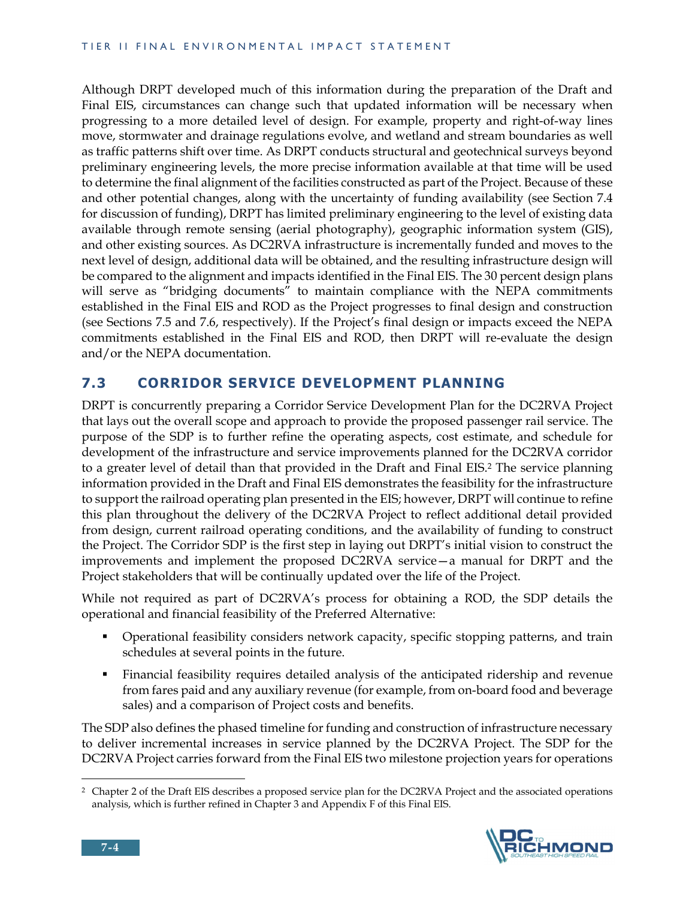Although DRPT developed much of this information during the preparation of the Draft and Final EIS, circumstances can change such that updated information will be necessary when progressing to a more detailed level of design. For example, property and right-of-way lines move, stormwater and drainage regulations evolve, and wetland and stream boundaries as well as traffic patterns shift over time. As DRPT conducts structural and geotechnical surveys beyond preliminary engineering levels, the more precise information available at that time will be used to determine the final alignment of the facilities constructed as part of the Project. Because of these and other potential changes, along with the uncertainty of funding availability (see Section 7.4 for discussion of funding), DRPT has limited preliminary engineering to the level of existing data available through remote sensing (aerial photography), geographic information system (GIS), and other existing sources. As DC2RVA infrastructure is incrementally funded and moves to the next level of design, additional data will be obtained, and the resulting infrastructure design will be compared to the alignment and impacts identified in the Final EIS. The 30 percent design plans will serve as "bridging documents" to maintain compliance with the NEPA commitments established in the Final EIS and ROD as the Project progresses to final design and construction (see Sections 7.5 and 7.6, respectively). If the Project's final design or impacts exceed the NEPA commitments established in the Final EIS and ROD, then DRPT will re-evaluate the design and/or the NEPA documentation.

## 7.3 CORRIDOR SERVICE DEVELOPMENT PLANNING

DRPT is concurrently preparing a Corridor Service Development Plan for the DC2RVA Project that lays out the overall scope and approach to provide the proposed passenger rail service. The purpose of the SDP is to further refine the operating aspects, cost estimate, and schedule for development of the infrastructure and service improvements planned for the DC2RVA corridor to a greater level of detail than that provided in the Draft and Final EIS.[2] The service planning information provided in the Draft and Final EIS demonstrates the feasibility for the infrastructure to support the railroad operating plan presented in the EIS; however, DRPT will continue to refine this plan throughout the delivery of the DC2RVA Project to reflect additional detail provided from design, current railroad operating conditions, and the availability of funding to construct the Project. The Corridor SDP is the first step in laying out DRPT's initial vision to construct the improvements and implement the proposed DC2RVA service—a manual for DRPT and the Project stakeholders that will be continually updated over the life of the Project.

While not required as part of DC2RVA's process for obtaining a ROD, the SDP details the operational and financial feasibility of the Preferred Alternative:

- Operational feasibility considers network capacity, specific stopping patterns, and train schedules at several points in the future.
- Financial feasibility requires detailed analysis of the anticipated ridership and revenue from fares paid and any auxiliary revenue (for example, from on-board food and beverage sales) and a comparison of Project costs and benefits.

The SDP also defines the phased timeline for funding and construction of infrastructure necessary to deliver incremental increases in service planned by the DC2RVA Project. The SDP for the DC2RVA Project carries forward from the Final EIS two milestone projection years for operations

[2] Chapter 2 of the Draft EIS describes a proposed service plan for the DC2RVA Project and the associated operations analysis, which is further refined in Chapter 3 and Appendix F of this Final EIS.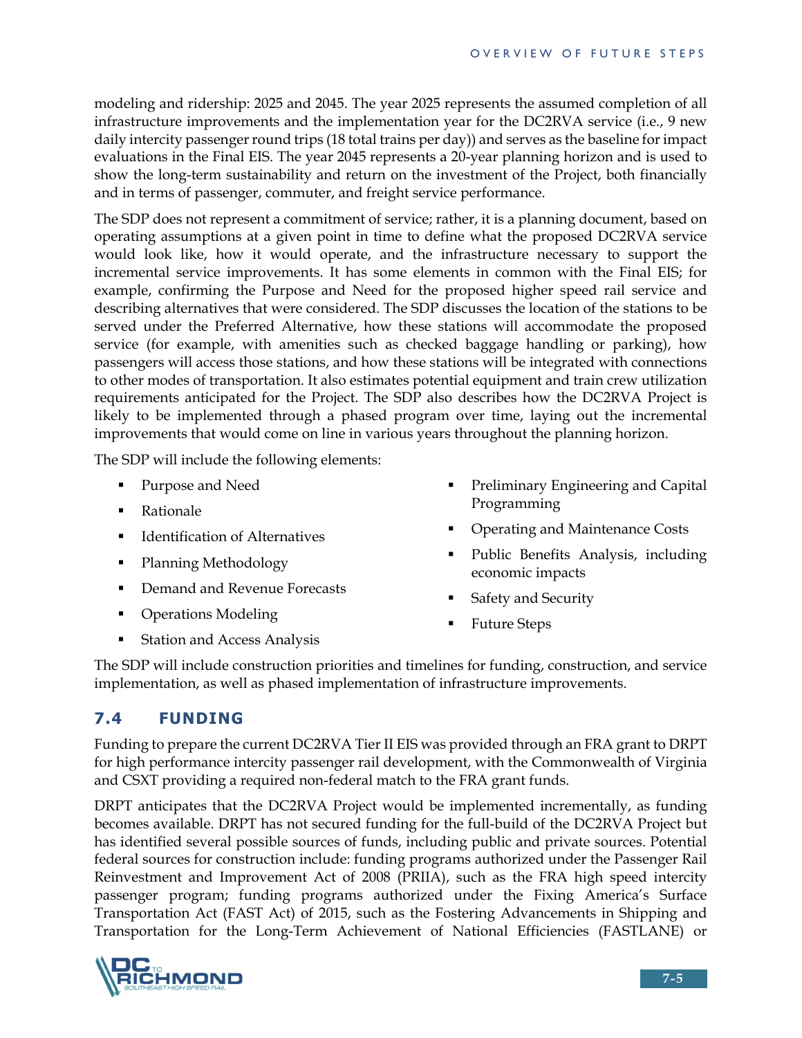modeling and ridership: 2025 and 2045. The year 2025 represents the assumed completion of all infrastructure improvements and the implementation year for the DC2RVA service (i.e., 9 new daily intercity passenger round trips (18 total trains per day)) and serves as the baseline for impact evaluations in the Final EIS. The year 2045 represents a 20-year planning horizon and is used to show the long-term sustainability and return on the investment of the Project, both financially and in terms of passenger, commuter, and freight service performance.

The SDP does not represent a commitment of service; rather, it is a planning document, based on operating assumptions at a given point in time to define what the proposed DC2RVA service would look like, how it would operate, and the infrastructure necessary to support the incremental service improvements. It has some elements in common with the Final EIS; for example, confirming the Purpose and Need for the proposed higher speed rail service and describing alternatives that were considered. The SDP discusses the location of the stations to be served under the Preferred Alternative, how these stations will accommodate the proposed service (for example, with amenities such as checked baggage handling or parking), how passengers will access those stations, and how these stations will be integrated with connections to other modes of transportation. It also estimates potential equipment and train crew utilization requirements anticipated for the Project. The SDP also describes how the DC2RVA Project is likely to be implemented through a phased program over time, laying out the incremental improvements that would come on line in various years throughout the planning horizon.

The SDP will include the following elements:

- Purpose and Need
- Rationale
- Identification of Alternatives
- Planning Methodology
- Demand and Revenue Forecasts
- Operations Modeling
- Station and Access Analysis
- Preliminary Engineering and Capital Programming
- Operating and Maintenance Costs
- Public Benefits Analysis, including economic impacts
- Safety and Security
- Future Steps

The SDP will include construction priorities and timelines for funding, construction, and service implementation, as well as phased implementation of infrastructure improvements.

## 7.4 FUNDING

Funding to prepare the current DC2RVA Tier II EIS was provided through an FRA grant to DRPT for high performance intercity passenger rail development, with the Commonwealth of Virginia and CSXT providing a required non-federal match to the FRA grant funds.

DRPT anticipates that the DC2RVA Project would be implemented incrementally, as funding becomes available. DRPT has not secured funding for the full-build of the DC2RVA Project but has identified several possible sources of funds, including public and private sources. Potential federal sources for construction include: funding programs authorized under the Passenger Rail Reinvestment and Improvement Act of 2008 (PRIIA), such as the FRA high speed intercity passenger program; funding programs authorized under the Fixing America's Surface Transportation Act (FAST Act) of 2015, such as the Fostering Advancements in Shipping and Transportation for the Long-Term Achievement of National Efficiencies (FASTLANE) or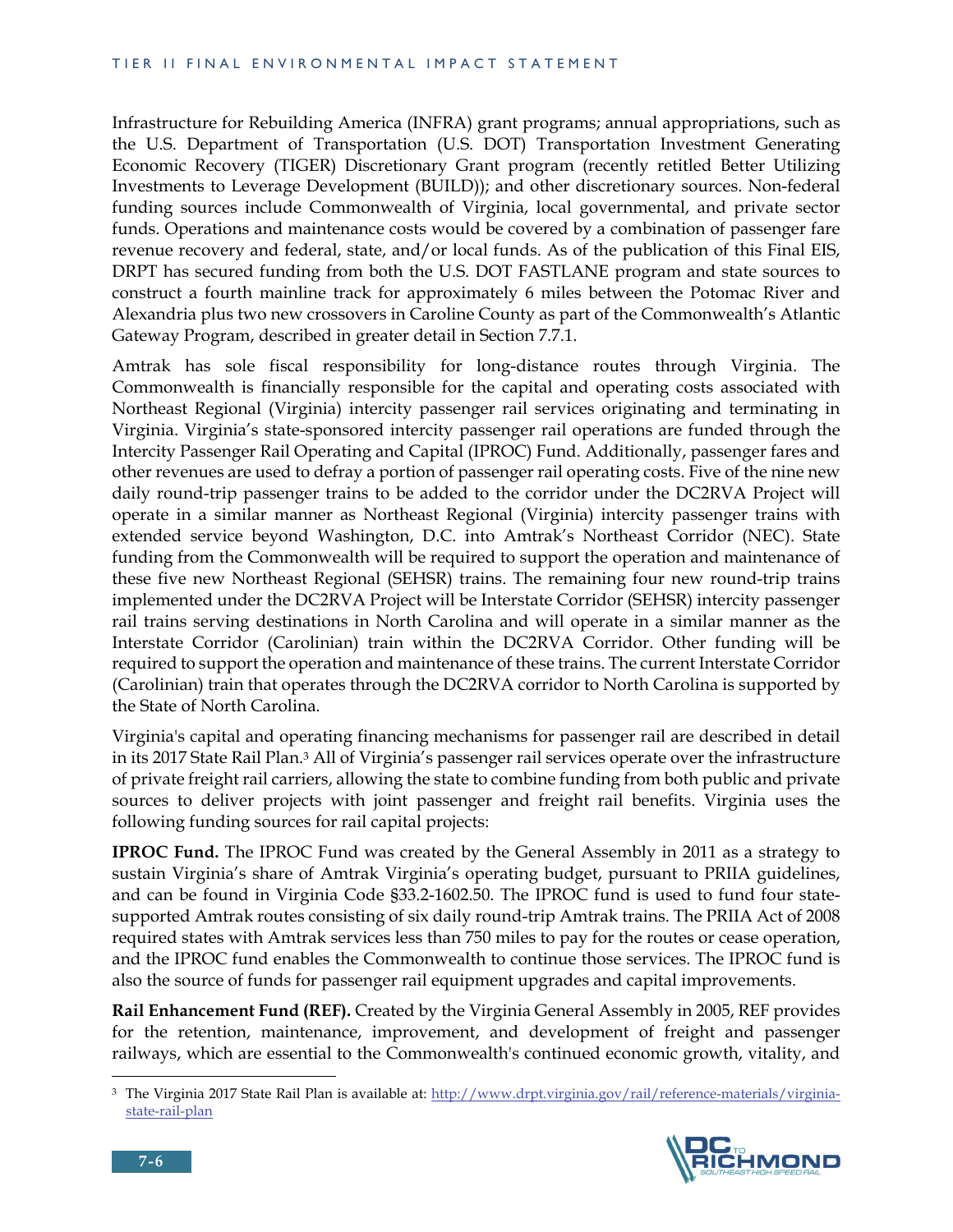Infrastructure for Rebuilding America (INFRA) grant programs; annual appropriations, such as the U.S. Department of Transportation (U.S. DOT) Transportation Investment Generating Economic Recovery (TIGER) Discretionary Grant program (recently retitled Better Utilizing Investments to Leverage Development (BUILD)); and other discretionary sources. Non-federal funding sources include Commonwealth of Virginia, local governmental, and private sector funds. Operations and maintenance costs would be covered by a combination of passenger fare revenue recovery and federal, state, and/or local funds. As of the publication of this Final EIS, DRPT has secured funding from both the U.S. DOT FASTLANE program and state sources to construct a fourth mainline track for approximately 6 miles between the Potomac River and Alexandria plus two new crossovers in Caroline County as part of the Commonwealth's Atlantic Gateway Program, described in greater detail in Section 7.7.1.

Amtrak has sole fiscal responsibility for long-distance routes through Virginia. The Commonwealth is financially responsible for the capital and operating costs associated with Northeast Regional (Virginia) intercity passenger rail services originating and terminating in Virginia. Virginia's state-sponsored intercity passenger rail operations are funded through the Intercity Passenger Rail Operating and Capital (IPROC) Fund. Additionally, passenger fares and other revenues are used to defray a portion of passenger rail operating costs. Five of the nine new daily round-trip passenger trains to be added to the corridor under the DC2RVA Project will operate in a similar manner as Northeast Regional (Virginia) intercity passenger trains with extended service beyond Washington, D.C. into Amtrak's Northeast Corridor (NEC). State funding from the Commonwealth will be required to support the operation and maintenance of these five new Northeast Regional (SEHSR) trains. The remaining four new round-trip trains implemented under the DC2RVA Project will be Interstate Corridor (SEHSR) intercity passenger rail trains serving destinations in North Carolina and will operate in a similar manner as the Interstate Corridor (Carolinian) train within the DC2RVA Corridor. Other funding will be required to support the operation and maintenance of these trains. The current Interstate Corridor (Carolinian) train that operates through the DC2RVA corridor to North Carolina is supported by the State of North Carolina.

Virginia's capital and operating financing mechanisms for passenger rail are described in detail in its 2017 State Rail Plan.[3] All of Virginia's passenger rail services operate over the infrastructure of private freight rail carriers, allowing the state to combine funding from both public and private sources to deliver projects with joint passenger and freight rail benefits. Virginia uses the following funding sources for rail capital projects:

**IPROC Fund.** The IPROC Fund was created by the General Assembly in 2011 as a strategy to sustain Virginia's share of Amtrak Virginia's operating budget, pursuant to PRIIA guidelines, and can be found in Virginia Code §33.2-1602.50. The IPROC fund is used to fund four state-supported Amtrak routes consisting of six daily round-trip Amtrak trains. The PRIIA Act of 2008 required states with Amtrak services less than 750 miles to pay for the routes or cease operation, and the IPROC fund enables the Commonwealth to continue those services. The IPROC fund is also the source of funds for passenger rail equipment upgrades and capital improvements.

**Rail Enhancement Fund (REF).** Created by the Virginia General Assembly in 2005, REF provides for the retention, maintenance, improvement, and development of freight and passenger railways, which are essential to the Commonwealth's continued economic growth, vitality, and

[3] The Virginia 2017 State Rail Plan is available at: http://www.drpt.virginia.gov/rail/reference-materials/virginia-state-rail-plan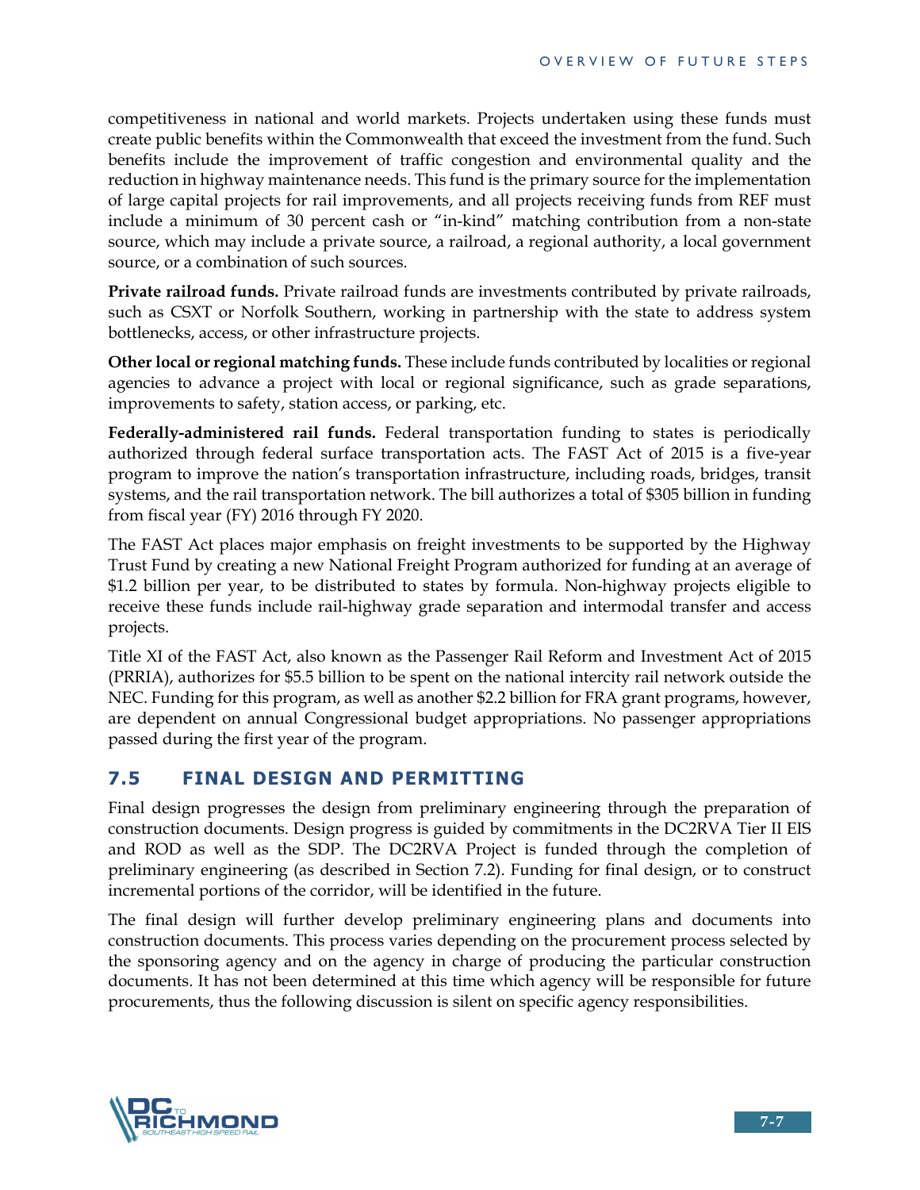competitiveness in national and world markets. Projects undertaken using these funds must create public benefits within the Commonwealth that exceed the investment from the fund. Such benefits include the improvement of traffic congestion and environmental quality and the reduction in highway maintenance needs. This fund is the primary source for the implementation of large capital projects for rail improvements, and all projects receiving funds from REF must include a minimum of 30 percent cash or "in-kind" matching contribution from a non-state source, which may include a private source, a railroad, a regional authority, a local government source, or a combination of such sources.

**Private railroad funds.** Private railroad funds are investments contributed by private railroads, such as CSXT or Norfolk Southern, working in partnership with the state to address system bottlenecks, access, or other infrastructure projects.

**Other local or regional matching funds.** These include funds contributed by localities or regional agencies to advance a project with local or regional significance, such as grade separations, improvements to safety, station access, or parking, etc.

**Federally-administered rail funds.** Federal transportation funding to states is periodically authorized through federal surface transportation acts. The FAST Act of 2015 is a five-year program to improve the nation's transportation infrastructure, including roads, bridges, transit systems, and the rail transportation network. The bill authorizes a total of $305 billion in funding from fiscal year (FY) 2016 through FY 2020.

The FAST Act places major emphasis on freight investments to be supported by the Highway Trust Fund by creating a new National Freight Program authorized for funding at an average of $1.2 billion per year, to be distributed to states by formula. Non-highway projects eligible to receive these funds include rail-highway grade separation and intermodal transfer and access projects.

Title XI of the FAST Act, also known as the Passenger Rail Reform and Investment Act of 2015 (PRRIA), authorizes for $5.5 billion to be spent on the national intercity rail network outside the NEC. Funding for this program, as well as another $2.2 billion for FRA grant programs, however, are dependent on annual Congressional budget appropriations. No passenger appropriations passed during the first year of the program.

## 7.5 FINAL DESIGN AND PERMITTING

Final design progresses the design from preliminary engineering through the preparation of construction documents. Design progress is guided by commitments in the DC2RVA Tier II EIS and ROD as well as the SDP. The DC2RVA Project is funded through the completion of preliminary engineering (as described in Section 7.2). Funding for final design, or to construct incremental portions of the corridor, will be identified in the future.

The final design will further develop preliminary engineering plans and documents into construction documents. This process varies depending on the procurement process selected by the sponsoring agency and on the agency in charge of producing the particular construction documents. It has not been determined at this time which agency will be responsible for future procurements, thus the following discussion is silent on specific agency responsibilities.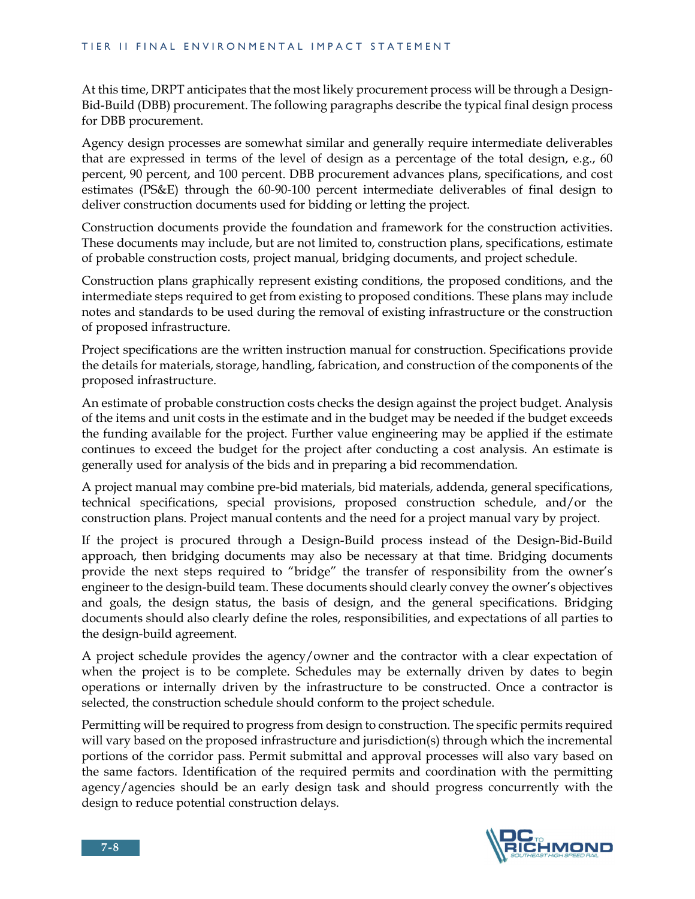At this time, DRPT anticipates that the most likely procurement process will be through a Design-Bid-Build (DBB) procurement. The following paragraphs describe the typical final design process for DBB procurement.

Agency design processes are somewhat similar and generally require intermediate deliverables that are expressed in terms of the level of design as a percentage of the total design, e.g., 60 percent, 90 percent, and 100 percent. DBB procurement advances plans, specifications, and cost estimates (PS&E) through the 60-90-100 percent intermediate deliverables of final design to deliver construction documents used for bidding or letting the project.

Construction documents provide the foundation and framework for the construction activities. These documents may include, but are not limited to, construction plans, specifications, estimate of probable construction costs, project manual, bridging documents, and project schedule.

Construction plans graphically represent existing conditions, the proposed conditions, and the intermediate steps required to get from existing to proposed conditions. These plans may include notes and standards to be used during the removal of existing infrastructure or the construction of proposed infrastructure.

Project specifications are the written instruction manual for construction. Specifications provide the details for materials, storage, handling, fabrication, and construction of the components of the proposed infrastructure.

An estimate of probable construction costs checks the design against the project budget. Analysis of the items and unit costs in the estimate and in the budget may be needed if the budget exceeds the funding available for the project. Further value engineering may be applied if the estimate continues to exceed the budget for the project after conducting a cost analysis. An estimate is generally used for analysis of the bids and in preparing a bid recommendation.

A project manual may combine pre-bid materials, bid materials, addenda, general specifications, technical specifications, special provisions, proposed construction schedule, and/or the construction plans. Project manual contents and the need for a project manual vary by project.

If the project is procured through a Design-Build process instead of the Design-Bid-Build approach, then bridging documents may also be necessary at that time. Bridging documents provide the next steps required to "bridge" the transfer of responsibility from the owner's engineer to the design-build team. These documents should clearly convey the owner's objectives and goals, the design status, the basis of design, and the general specifications. Bridging documents should also clearly define the roles, responsibilities, and expectations of all parties to the design-build agreement.

A project schedule provides the agency/owner and the contractor with a clear expectation of when the project is to be complete. Schedules may be externally driven by dates to begin operations or internally driven by the infrastructure to be constructed. Once a contractor is selected, the construction schedule should conform to the project schedule.

Permitting will be required to progress from design to construction. The specific permits required will vary based on the proposed infrastructure and jurisdiction(s) through which the incremental portions of the corridor pass. Permit submittal and approval processes will also vary based on the same factors. Identification of the required permits and coordination with the permitting agency/agencies should be an early design task and should progress concurrently with the design to reduce potential construction delays.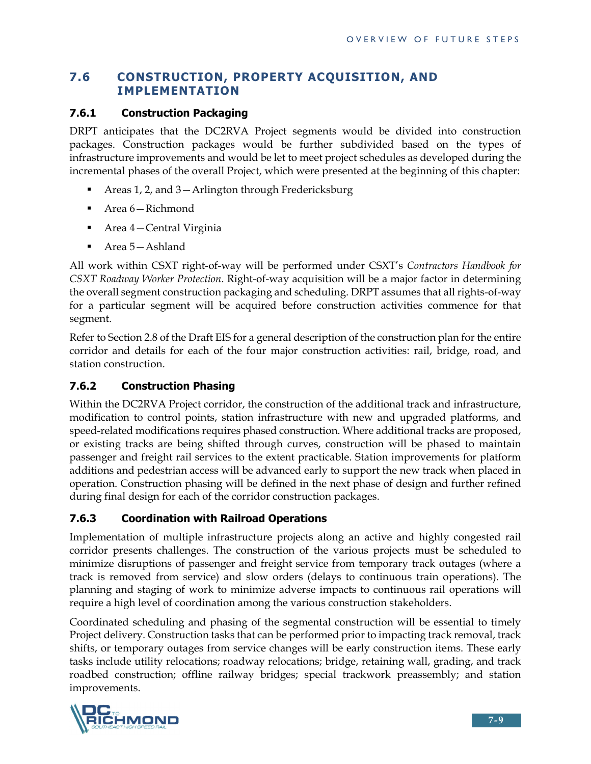## 7.6 CONSTRUCTION, PROPERTY ACQUISITION, AND IMPLEMENTATION

### 7.6.1 Construction Packaging

DRPT anticipates that the DC2RVA Project segments would be divided into construction packages. Construction packages would be further subdivided based on the types of infrastructure improvements and would be let to meet project schedules as developed during the incremental phases of the overall Project, which were presented at the beginning of this chapter:

- Areas 1, 2, and 3—Arlington through Fredericksburg
- Area 6—Richmond
- Area 4—Central Virginia
- Area 5—Ashland

All work within CSXT right-of-way will be performed under CSXT's *Contractors Handbook for CSXT Roadway Worker Protection*. Right-of-way acquisition will be a major factor in determining the overall segment construction packaging and scheduling. DRPT assumes that all rights-of-way for a particular segment will be acquired before construction activities commence for that segment.

Refer to Section 2.8 of the Draft EIS for a general description of the construction plan for the entire corridor and details for each of the four major construction activities: rail, bridge, road, and station construction.

### 7.6.2 Construction Phasing

Within the DC2RVA Project corridor, the construction of the additional track and infrastructure, modification to control points, station infrastructure with new and upgraded platforms, and speed-related modifications requires phased construction. Where additional tracks are proposed, or existing tracks are being shifted through curves, construction will be phased to maintain passenger and freight rail services to the extent practicable. Station improvements for platform additions and pedestrian access will be advanced early to support the new track when placed in operation. Construction phasing will be defined in the next phase of design and further refined during final design for each of the corridor construction packages.

### 7.6.3 Coordination with Railroad Operations

Implementation of multiple infrastructure projects along an active and highly congested rail corridor presents challenges. The construction of the various projects must be scheduled to minimize disruptions of passenger and freight service from temporary track outages (where a track is removed from service) and slow orders (delays to continuous train operations). The planning and staging of work to minimize adverse impacts to continuous rail operations will require a high level of coordination among the various construction stakeholders.

Coordinated scheduling and phasing of the segmental construction will be essential to timely Project delivery. Construction tasks that can be performed prior to impacting track removal, track shifts, or temporary outages from service changes will be early construction items. These early tasks include utility relocations; roadway relocations; bridge, retaining wall, grading, and track roadbed construction; offline railway bridges; special trackwork preassembly; and station improvements.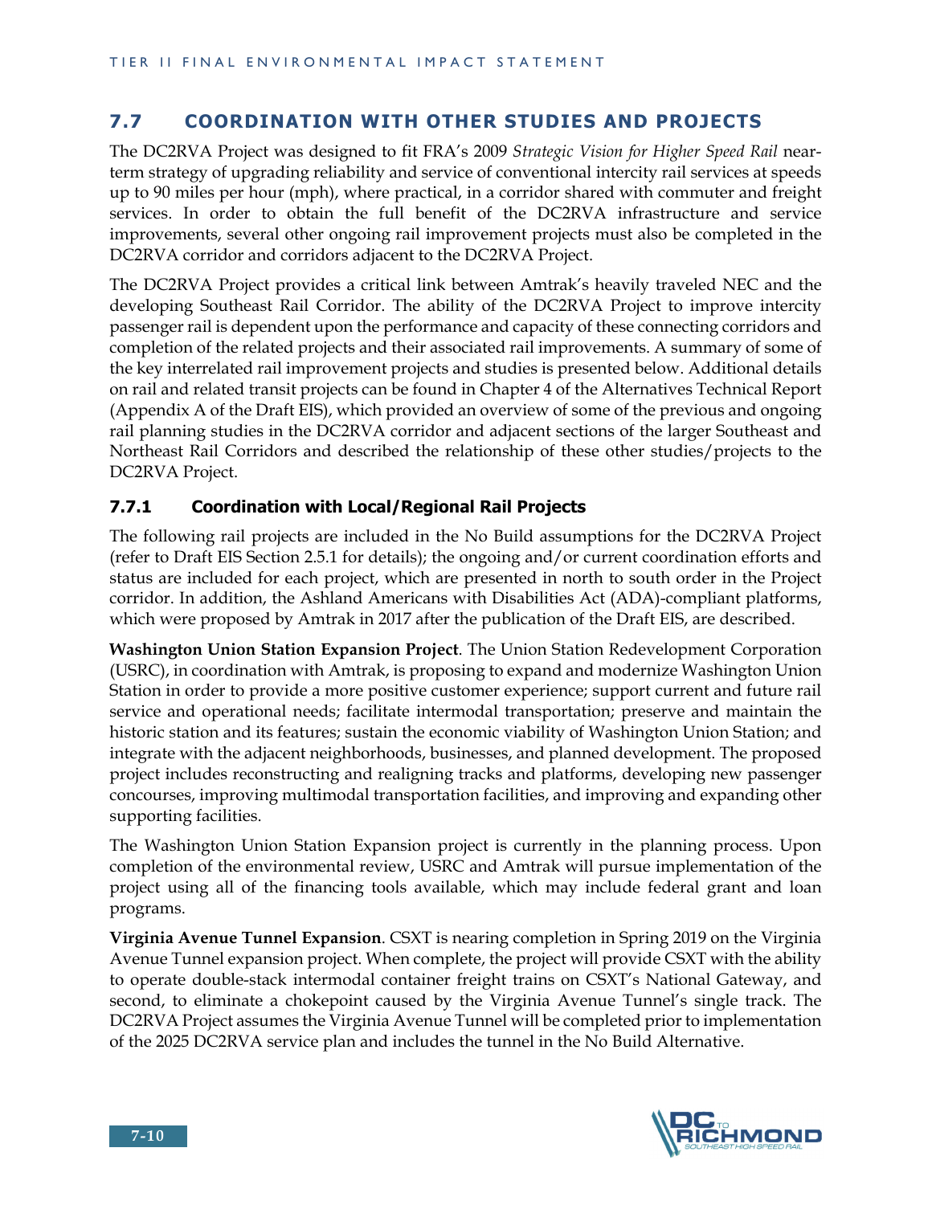## 7.7 COORDINATION WITH OTHER STUDIES AND PROJECTS

The DC2RVA Project was designed to fit FRA's 2009 *Strategic Vision for Higher Speed Rail* near-term strategy of upgrading reliability and service of conventional intercity rail services at speeds up to 90 miles per hour (mph), where practical, in a corridor shared with commuter and freight services. In order to obtain the full benefit of the DC2RVA infrastructure and service improvements, several other ongoing rail improvement projects must also be completed in the DC2RVA corridor and corridors adjacent to the DC2RVA Project.

The DC2RVA Project provides a critical link between Amtrak's heavily traveled NEC and the developing Southeast Rail Corridor. The ability of the DC2RVA Project to improve intercity passenger rail is dependent upon the performance and capacity of these connecting corridors and completion of the related projects and their associated rail improvements. A summary of some of the key interrelated rail improvement projects and studies is presented below. Additional details on rail and related transit projects can be found in Chapter 4 of the Alternatives Technical Report (Appendix A of the Draft EIS), which provided an overview of some of the previous and ongoing rail planning studies in the DC2RVA corridor and adjacent sections of the larger Southeast and Northeast Rail Corridors and described the relationship of these other studies/projects to the DC2RVA Project.

### 7.7.1 Coordination with Local/Regional Rail Projects

The following rail projects are included in the No Build assumptions for the DC2RVA Project (refer to Draft EIS Section 2.5.1 for details); the ongoing and/or current coordination efforts and status are included for each project, which are presented in north to south order in the Project corridor. In addition, the Ashland Americans with Disabilities Act (ADA)-compliant platforms, which were proposed by Amtrak in 2017 after the publication of the Draft EIS, are described.

**Washington Union Station Expansion Project**. The Union Station Redevelopment Corporation (USRC), in coordination with Amtrak, is proposing to expand and modernize Washington Union Station in order to provide a more positive customer experience; support current and future rail service and operational needs; facilitate intermodal transportation; preserve and maintain the historic station and its features; sustain the economic viability of Washington Union Station; and integrate with the adjacent neighborhoods, businesses, and planned development. The proposed project includes reconstructing and realigning tracks and platforms, developing new passenger concourses, improving multimodal transportation facilities, and improving and expanding other supporting facilities.

The Washington Union Station Expansion project is currently in the planning process. Upon completion of the environmental review, USRC and Amtrak will pursue implementation of the project using all of the financing tools available, which may include federal grant and loan programs.

**Virginia Avenue Tunnel Expansion**. CSXT is nearing completion in Spring 2019 on the Virginia Avenue Tunnel expansion project. When complete, the project will provide CSXT with the ability to operate double-stack intermodal container freight trains on CSXT's National Gateway, and second, to eliminate a chokepoint caused by the Virginia Avenue Tunnel's single track. The DC2RVA Project assumes the Virginia Avenue Tunnel will be completed prior to implementation of the 2025 DC2RVA service plan and includes the tunnel in the No Build Alternative.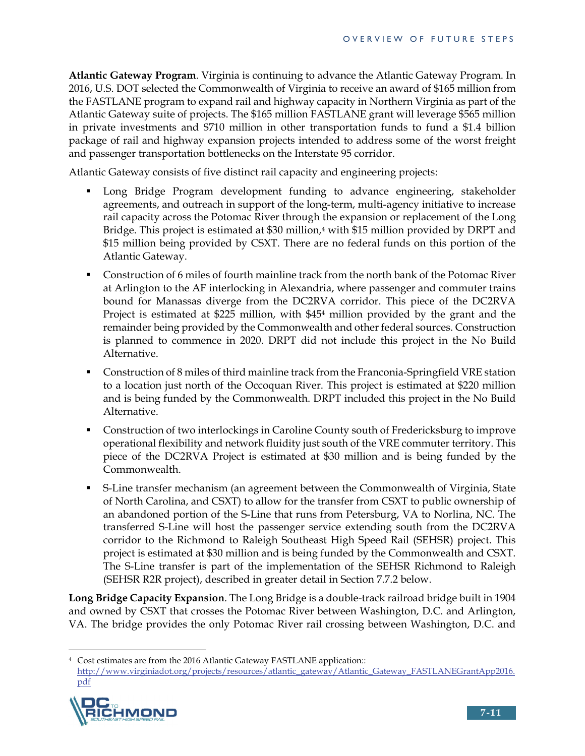**Atlantic Gateway Program**. Virginia is continuing to advance the Atlantic Gateway Program. In 2016, U.S. DOT selected the Commonwealth of Virginia to receive an award of $165 million from the FASTLANE program to expand rail and highway capacity in Northern Virginia as part of the Atlantic Gateway suite of projects. The $165 million FASTLANE grant will leverage $565 million in private investments and $710 million in other transportation funds to fund a $1.4 billion package of rail and highway expansion projects intended to address some of the worst freight and passenger transportation bottlenecks on the Interstate 95 corridor.

Atlantic Gateway consists of five distinct rail capacity and engineering projects:

- Long Bridge Program development funding to advance engineering, stakeholder agreements, and outreach in support of the long-term, multi-agency initiative to increase rail capacity across the Potomac River through the expansion or replacement of the Long Bridge. This project is estimated at $30 million,[4] with $15 million provided by DRPT and $15 million being provided by CSXT. There are no federal funds on this portion of the Atlantic Gateway.
- Construction of 6 miles of fourth mainline track from the north bank of the Potomac River at Arlington to the AF interlocking in Alexandria, where passenger and commuter trains bound for Manassas diverge from the DC2RVA corridor. This piece of the DC2RVA Project is estimated at $225 million, with $45[4] million provided by the grant and the remainder being provided by the Commonwealth and other federal sources. Construction is planned to commence in 2020. DRPT did not include this project in the No Build Alternative.
- Construction of 8 miles of third mainline track from the Franconia-Springfield VRE station to a location just north of the Occoquan River. This project is estimated at $220 million and is being funded by the Commonwealth. DRPT included this project in the No Build Alternative.
- Construction of two interlockings in Caroline County south of Fredericksburg to improve operational flexibility and network fluidity just south of the VRE commuter territory. This piece of the DC2RVA Project is estimated at $30 million and is being funded by the Commonwealth.
- S-Line transfer mechanism (an agreement between the Commonwealth of Virginia, State of North Carolina, and CSXT) to allow for the transfer from CSXT to public ownership of an abandoned portion of the S-Line that runs from Petersburg, VA to Norlina, NC. The transferred S-Line will host the passenger service extending south from the DC2RVA corridor to the Richmond to Raleigh Southeast High Speed Rail (SEHSR) project. This project is estimated at $30 million and is being funded by the Commonwealth and CSXT. The S-Line transfer is part of the implementation of the SEHSR Richmond to Raleigh (SEHSR R2R project), described in greater detail in Section 7.7.2 below.

**Long Bridge Capacity Expansion**. The Long Bridge is a double-track railroad bridge built in 1904 and owned by CSXT that crosses the Potomac River between Washington, D.C. and Arlington, VA. The bridge provides the only Potomac River rail crossing between Washington, D.C. and

[4] Cost estimates are from the 2016 Atlantic Gateway FASTLANE application:: http://www.virginiadot.org/projects/resources/atlantic_gateway/Atlantic_Gateway_FASTLANEGrantApp2016.pdf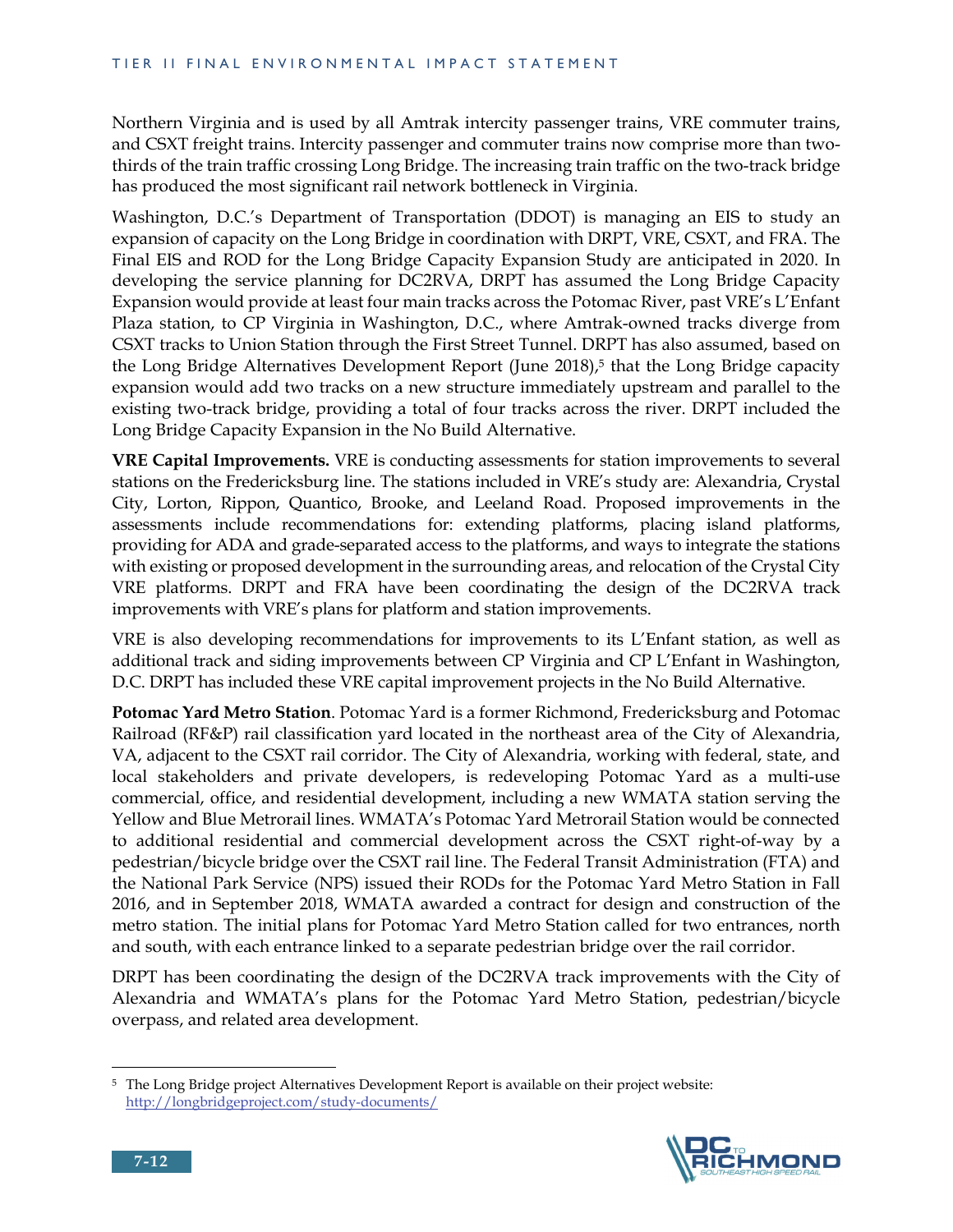Northern Virginia and is used by all Amtrak intercity passenger trains, VRE commuter trains, and CSXT freight trains. Intercity passenger and commuter trains now comprise more than two-thirds of the train traffic crossing Long Bridge. The increasing train traffic on the two-track bridge has produced the most significant rail network bottleneck in Virginia.

Washington, D.C.'s Department of Transportation (DDOT) is managing an EIS to study an expansion of capacity on the Long Bridge in coordination with DRPT, VRE, CSXT, and FRA. The Final EIS and ROD for the Long Bridge Capacity Expansion Study are anticipated in 2020. In developing the service planning for DC2RVA, DRPT has assumed the Long Bridge Capacity Expansion would provide at least four main tracks across the Potomac River, past VRE's L'Enfant Plaza station, to CP Virginia in Washington, D.C., where Amtrak-owned tracks diverge from CSXT tracks to Union Station through the First Street Tunnel. DRPT has also assumed, based on the Long Bridge Alternatives Development Report (June 2018),[5] that the Long Bridge capacity expansion would add two tracks on a new structure immediately upstream and parallel to the existing two-track bridge, providing a total of four tracks across the river. DRPT included the Long Bridge Capacity Expansion in the No Build Alternative.

**VRE Capital Improvements.** VRE is conducting assessments for station improvements to several stations on the Fredericksburg line. The stations included in VRE's study are: Alexandria, Crystal City, Lorton, Rippon, Quantico, Brooke, and Leeland Road. Proposed improvements in the assessments include recommendations for: extending platforms, placing island platforms, providing for ADA and grade-separated access to the platforms, and ways to integrate the stations with existing or proposed development in the surrounding areas, and relocation of the Crystal City VRE platforms. DRPT and FRA have been coordinating the design of the DC2RVA track improvements with VRE's plans for platform and station improvements.

VRE is also developing recommendations for improvements to its L'Enfant station, as well as additional track and siding improvements between CP Virginia and CP L'Enfant in Washington, D.C. DRPT has included these VRE capital improvement projects in the No Build Alternative.

**Potomac Yard Metro Station**. Potomac Yard is a former Richmond, Fredericksburg and Potomac Railroad (RF&P) rail classification yard located in the northeast area of the City of Alexandria, VA, adjacent to the CSXT rail corridor. The City of Alexandria, working with federal, state, and local stakeholders and private developers, is redeveloping Potomac Yard as a multi-use commercial, office, and residential development, including a new WMATA station serving the Yellow and Blue Metrorail lines. WMATA's Potomac Yard Metrorail Station would be connected to additional residential and commercial development across the CSXT right-of-way by a pedestrian/bicycle bridge over the CSXT rail line. The Federal Transit Administration (FTA) and the National Park Service (NPS) issued their RODs for the Potomac Yard Metro Station in Fall 2016, and in September 2018, WMATA awarded a contract for design and construction of the metro station. The initial plans for Potomac Yard Metro Station called for two entrances, north and south, with each entrance linked to a separate pedestrian bridge over the rail corridor.

DRPT has been coordinating the design of the DC2RVA track improvements with the City of Alexandria and WMATA's plans for the Potomac Yard Metro Station, pedestrian/bicycle overpass, and related area development.

---

[5] The Long Bridge project Alternatives Development Report is available on their project website: http://longbridgeproject.com/study-documents/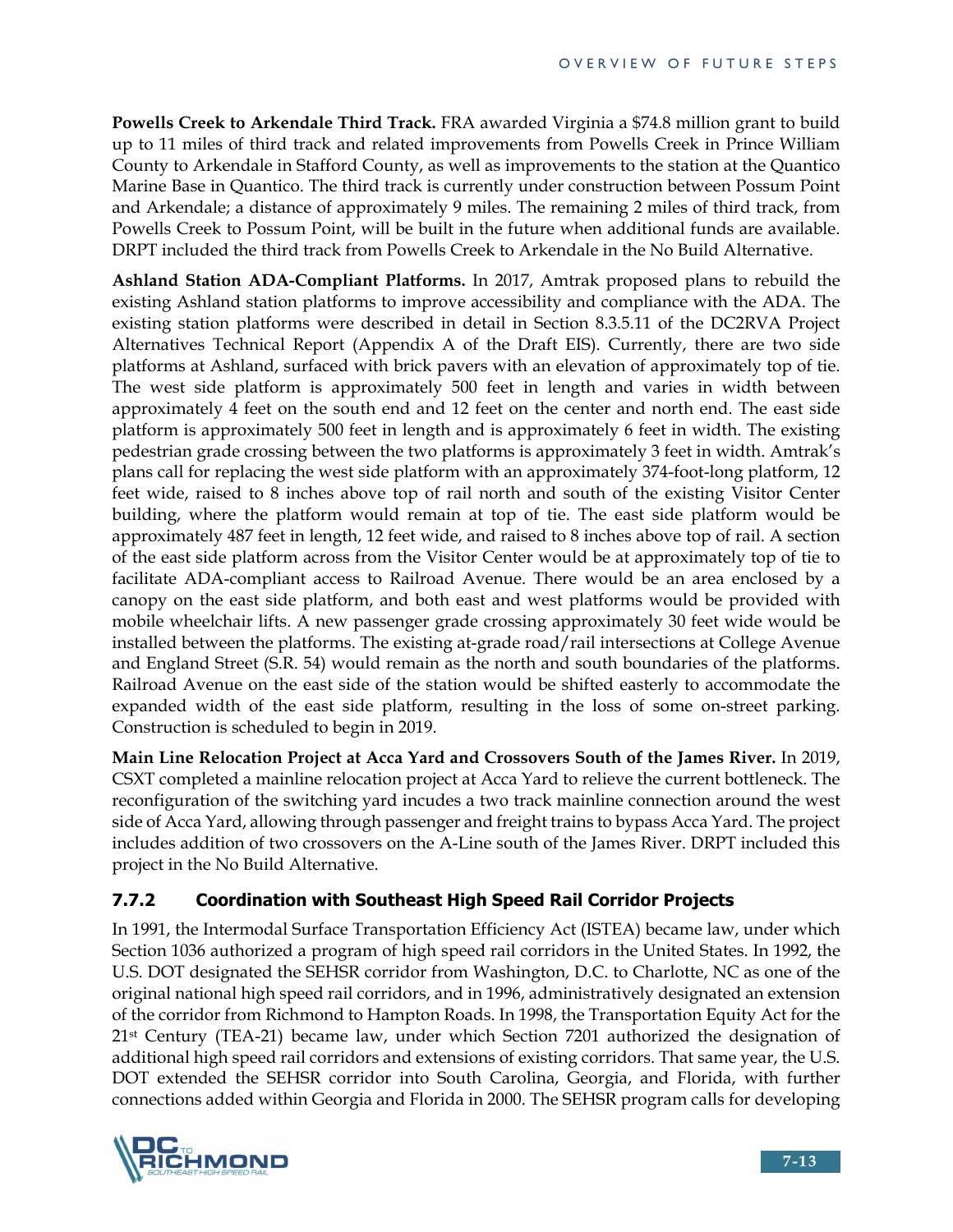**Powells Creek to Arkendale Third Track.** FRA awarded Virginia a $74.8 million grant to build up to 11 miles of third track and related improvements from Powells Creek in Prince William County to Arkendale in Stafford County, as well as improvements to the station at the Quantico Marine Base in Quantico. The third track is currently under construction between Possum Point and Arkendale; a distance of approximately 9 miles. The remaining 2 miles of third track, from Powells Creek to Possum Point, will be built in the future when additional funds are available. DRPT included the third track from Powells Creek to Arkendale in the No Build Alternative.

**Ashland Station ADA-Compliant Platforms.** In 2017, Amtrak proposed plans to rebuild the existing Ashland station platforms to improve accessibility and compliance with the ADA. The existing station platforms were described in detail in Section 8.3.5.11 of the DC2RVA Project Alternatives Technical Report (Appendix A of the Draft EIS). Currently, there are two side platforms at Ashland, surfaced with brick pavers with an elevation of approximately top of tie. The west side platform is approximately 500 feet in length and varies in width between approximately 4 feet on the south end and 12 feet on the center and north end. The east side platform is approximately 500 feet in length and is approximately 6 feet in width. The existing pedestrian grade crossing between the two platforms is approximately 3 feet in width. Amtrak's plans call for replacing the west side platform with an approximately 374-foot-long platform, 12 feet wide, raised to 8 inches above top of rail north and south of the existing Visitor Center building, where the platform would remain at top of tie. The east side platform would be approximately 487 feet in length, 12 feet wide, and raised to 8 inches above top of rail. A section of the east side platform across from the Visitor Center would be at approximately top of tie to facilitate ADA-compliant access to Railroad Avenue. There would be an area enclosed by a canopy on the east side platform, and both east and west platforms would be provided with mobile wheelchair lifts. A new passenger grade crossing approximately 30 feet wide would be installed between the platforms. The existing at-grade road/rail intersections at College Avenue and England Street (S.R. 54) would remain as the north and south boundaries of the platforms. Railroad Avenue on the east side of the station would be shifted easterly to accommodate the expanded width of the east side platform, resulting in the loss of some on-street parking. Construction is scheduled to begin in 2019.

**Main Line Relocation Project at Acca Yard and Crossovers South of the James River.** In 2019, CSXT completed a mainline relocation project at Acca Yard to relieve the current bottleneck. The reconfiguration of the switching yard incudes a two track mainline connection around the west side of Acca Yard, allowing through passenger and freight trains to bypass Acca Yard. The project includes addition of two crossovers on the A-Line south of the James River. DRPT included this project in the No Build Alternative.

### 7.7.2 Coordination with Southeast High Speed Rail Corridor Projects

In 1991, the Intermodal Surface Transportation Efficiency Act (ISTEA) became law, under which Section 1036 authorized a program of high speed rail corridors in the United States. In 1992, the U.S. DOT designated the SEHSR corridor from Washington, D.C. to Charlotte, NC as one of the original national high speed rail corridors, and in 1996, administratively designated an extension of the corridor from Richmond to Hampton Roads. In 1998, the Transportation Equity Act for the 21st Century (TEA-21) became law, under which Section 7201 authorized the designation of additional high speed rail corridors and extensions of existing corridors. That same year, the U.S. DOT extended the SEHSR corridor into South Carolina, Georgia, and Florida, with further connections added within Georgia and Florida in 2000. The SEHSR program calls for developing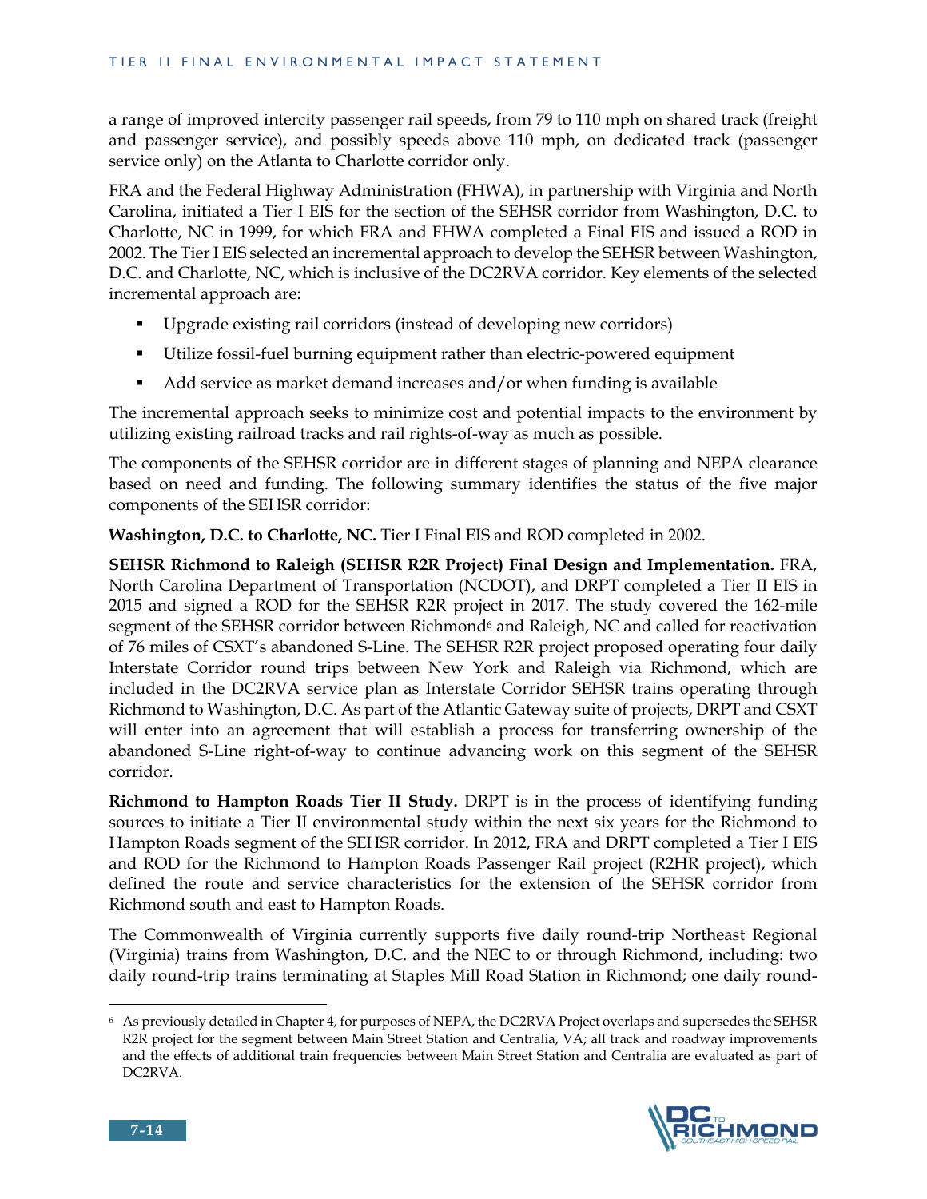a range of improved intercity passenger rail speeds, from 79 to 110 mph on shared track (freight and passenger service), and possibly speeds above 110 mph, on dedicated track (passenger service only) on the Atlanta to Charlotte corridor only.

FRA and the Federal Highway Administration (FHWA), in partnership with Virginia and North Carolina, initiated a Tier I EIS for the section of the SEHSR corridor from Washington, D.C. to Charlotte, NC in 1999, for which FRA and FHWA completed a Final EIS and issued a ROD in 2002. The Tier I EIS selected an incremental approach to develop the SEHSR between Washington, D.C. and Charlotte, NC, which is inclusive of the DC2RVA corridor. Key elements of the selected incremental approach are:

- Upgrade existing rail corridors (instead of developing new corridors)
- Utilize fossil-fuel burning equipment rather than electric-powered equipment
- Add service as market demand increases and/or when funding is available

The incremental approach seeks to minimize cost and potential impacts to the environment by utilizing existing railroad tracks and rail rights-of-way as much as possible.

The components of the SEHSR corridor are in different stages of planning and NEPA clearance based on need and funding. The following summary identifies the status of the five major components of the SEHSR corridor:

**Washington, D.C. to Charlotte, NC.** Tier I Final EIS and ROD completed in 2002.

**SEHSR Richmond to Raleigh (SEHSR R2R Project) Final Design and Implementation.** FRA, North Carolina Department of Transportation (NCDOT), and DRPT completed a Tier II EIS in 2015 and signed a ROD for the SEHSR R2R project in 2017. The study covered the 162-mile segment of the SEHSR corridor between Richmond[6] and Raleigh, NC and called for reactivation of 76 miles of CSXT's abandoned S-Line. The SEHSR R2R project proposed operating four daily Interstate Corridor round trips between New York and Raleigh via Richmond, which are included in the DC2RVA service plan as Interstate Corridor SEHSR trains operating through Richmond to Washington, D.C. As part of the Atlantic Gateway suite of projects, DRPT and CSXT will enter into an agreement that will establish a process for transferring ownership of the abandoned S-Line right-of-way to continue advancing work on this segment of the SEHSR corridor.

**Richmond to Hampton Roads Tier II Study.** DRPT is in the process of identifying funding sources to initiate a Tier II environmental study within the next six years for the Richmond to Hampton Roads segment of the SEHSR corridor. In 2012, FRA and DRPT completed a Tier I EIS and ROD for the Richmond to Hampton Roads Passenger Rail project (R2HR project), which defined the route and service characteristics for the extension of the SEHSR corridor from Richmond south and east to Hampton Roads.

The Commonwealth of Virginia currently supports five daily round-trip Northeast Regional (Virginia) trains from Washington, D.C. and the NEC to or through Richmond, including: two daily round-trip trains terminating at Staples Mill Road Station in Richmond; one daily round-

[6] As previously detailed in Chapter 4, for purposes of NEPA, the DC2RVA Project overlaps and supersedes the SEHSR R2R project for the segment between Main Street Station and Centralia, VA; all track and roadway improvements and the effects of additional train frequencies between Main Street Station and Centralia are evaluated as part of DC2RVA.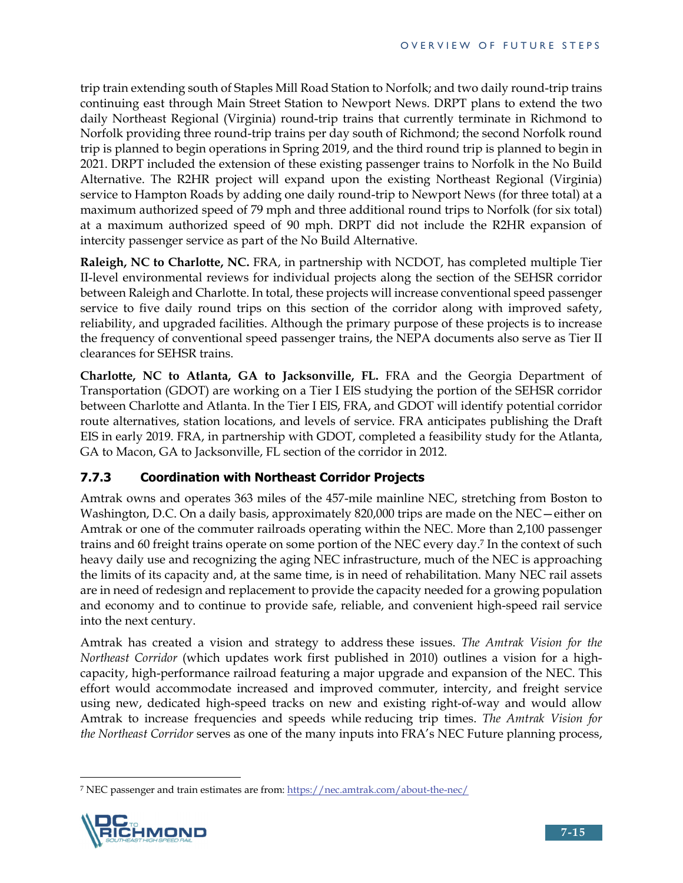trip train extending south of Staples Mill Road Station to Norfolk; and two daily round-trip trains continuing east through Main Street Station to Newport News. DRPT plans to extend the two daily Northeast Regional (Virginia) round-trip trains that currently terminate in Richmond to Norfolk providing three round-trip trains per day south of Richmond; the second Norfolk round trip is planned to begin operations in Spring 2019, and the third round trip is planned to begin in 2021. DRPT included the extension of these existing passenger trains to Norfolk in the No Build Alternative. The R2HR project will expand upon the existing Northeast Regional (Virginia) service to Hampton Roads by adding one daily round-trip to Newport News (for three total) at a maximum authorized speed of 79 mph and three additional round trips to Norfolk (for six total) at a maximum authorized speed of 90 mph. DRPT did not include the R2HR expansion of intercity passenger service as part of the No Build Alternative.

**Raleigh, NC to Charlotte, NC.** FRA, in partnership with NCDOT, has completed multiple Tier II-level environmental reviews for individual projects along the section of the SEHSR corridor between Raleigh and Charlotte. In total, these projects will increase conventional speed passenger service to five daily round trips on this section of the corridor along with improved safety, reliability, and upgraded facilities. Although the primary purpose of these projects is to increase the frequency of conventional speed passenger trains, the NEPA documents also serve as Tier II clearances for SEHSR trains.

**Charlotte, NC to Atlanta, GA to Jacksonville, FL.** FRA and the Georgia Department of Transportation (GDOT) are working on a Tier I EIS studying the portion of the SEHSR corridor between Charlotte and Atlanta. In the Tier I EIS, FRA, and GDOT will identify potential corridor route alternatives, station locations, and levels of service. FRA anticipates publishing the Draft EIS in early 2019. FRA, in partnership with GDOT, completed a feasibility study for the Atlanta, GA to Macon, GA to Jacksonville, FL section of the corridor in 2012.

### 7.7.3 Coordination with Northeast Corridor Projects

Amtrak owns and operates 363 miles of the 457-mile mainline NEC, stretching from Boston to Washington, D.C. On a daily basis, approximately 820,000 trips are made on the NEC—either on Amtrak or one of the commuter railroads operating within the NEC. More than 2,100 passenger trains and 60 freight trains operate on some portion of the NEC every day.[7] In the context of such heavy daily use and recognizing the aging NEC infrastructure, much of the NEC is approaching the limits of its capacity and, at the same time, is in need of rehabilitation. Many NEC rail assets are in need of redesign and replacement to provide the capacity needed for a growing population and economy and to continue to provide safe, reliable, and convenient high-speed rail service into the next century.

Amtrak has created a vision and strategy to address these issues. *The Amtrak Vision for the Northeast Corridor* (which updates work first published in 2010) outlines a vision for a high-capacity, high-performance railroad featuring a major upgrade and expansion of the NEC. This effort would accommodate increased and improved commuter, intercity, and freight service using new, dedicated high-speed tracks on new and existing right-of-way and would allow Amtrak to increase frequencies and speeds while reducing trip times. *The Amtrak Vision for the Northeast Corridor* serves as one of the many inputs into FRA's NEC Future planning process,

[7] NEC passenger and train estimates are from: https://nec.amtrak.com/about-the-nec/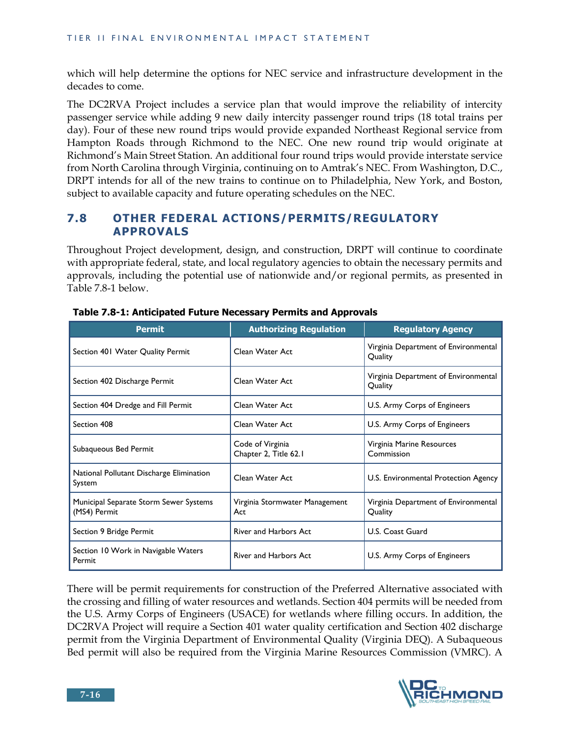which will help determine the options for NEC service and infrastructure development in the decades to come.

The DC2RVA Project includes a service plan that would improve the reliability of intercity passenger service while adding 9 new daily intercity passenger round trips (18 total trains per day). Four of these new round trips would provide expanded Northeast Regional service from Hampton Roads through Richmond to the NEC. One new round trip would originate at Richmond's Main Street Station. An additional four round trips would provide interstate service from North Carolina through Virginia, continuing on to Amtrak's NEC. From Washington, D.C., DRPT intends for all of the new trains to continue on to Philadelphia, New York, and Boston, subject to available capacity and future operating schedules on the NEC.

## 7.8 OTHER FEDERAL ACTIONS/PERMITS/REGULATORY APPROVALS

Throughout Project development, design, and construction, DRPT will continue to coordinate with appropriate federal, state, and local regulatory agencies to obtain the necessary permits and approvals, including the potential use of nationwide and/or regional permits, as presented in Table 7.8-1 below.

**Table 7.8-1: Anticipated Future Necessary Permits and Approvals**

| Permit | Authorizing Regulation | Regulatory Agency |
|---|---|---|
| Section 401 Water Quality Permit | Clean Water Act | Virginia Department of Environmental Quality |
| Section 402 Discharge Permit | Clean Water Act | Virginia Department of Environmental Quality |
| Section 404 Dredge and Fill Permit | Clean Water Act | U.S. Army Corps of Engineers |
| Section 408 | Clean Water Act | U.S. Army Corps of Engineers |
| Subaqueous Bed Permit | Code of Virginia Chapter 2, Title 62.1 | Virginia Marine Resources Commission |
| National Pollutant Discharge Elimination System | Clean Water Act | U.S. Environmental Protection Agency |
| Municipal Separate Storm Sewer Systems (MS4) Permit | Virginia Stormwater Management Act | Virginia Department of Environmental Quality |
| Section 9 Bridge Permit | River and Harbors Act | U.S. Coast Guard |
| Section 10 Work in Navigable Waters Permit | River and Harbors Act | U.S. Army Corps of Engineers |

There will be permit requirements for construction of the Preferred Alternative associated with the crossing and filling of water resources and wetlands. Section 404 permits will be needed from the U.S. Army Corps of Engineers (USACE) for wetlands where filling occurs. In addition, the DC2RVA Project will require a Section 401 water quality certification and Section 402 discharge permit from the Virginia Department of Environmental Quality (Virginia DEQ). A Subaqueous Bed permit will also be required from the Virginia Marine Resources Commission (VMRC). A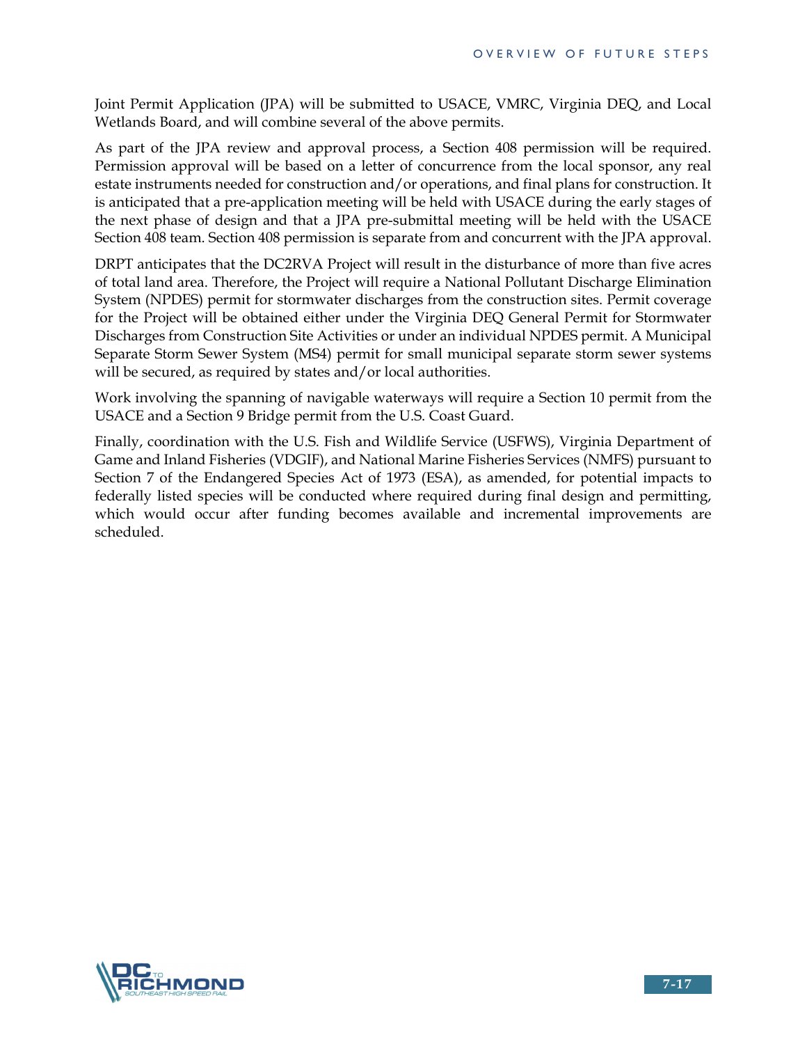Joint Permit Application (JPA) will be submitted to USACE, VMRC, Virginia DEQ, and Local Wetlands Board, and will combine several of the above permits.

As part of the JPA review and approval process, a Section 408 permission will be required. Permission approval will be based on a letter of concurrence from the local sponsor, any real estate instruments needed for construction and/or operations, and final plans for construction. It is anticipated that a pre-application meeting will be held with USACE during the early stages of the next phase of design and that a JPA pre-submittal meeting will be held with the USACE Section 408 team. Section 408 permission is separate from and concurrent with the JPA approval.

DRPT anticipates that the DC2RVA Project will result in the disturbance of more than five acres of total land area. Therefore, the Project will require a National Pollutant Discharge Elimination System (NPDES) permit for stormwater discharges from the construction sites. Permit coverage for the Project will be obtained either under the Virginia DEQ General Permit for Stormwater Discharges from Construction Site Activities or under an individual NPDES permit. A Municipal Separate Storm Sewer System (MS4) permit for small municipal separate storm sewer systems will be secured, as required by states and/or local authorities.

Work involving the spanning of navigable waterways will require a Section 10 permit from the USACE and a Section 9 Bridge permit from the U.S. Coast Guard.

Finally, coordination with the U.S. Fish and Wildlife Service (USFWS), Virginia Department of Game and Inland Fisheries (VDGIF), and National Marine Fisheries Services (NMFS) pursuant to Section 7 of the Endangered Species Act of 1973 (ESA), as amended, for potential impacts to federally listed species will be conducted where required during final design and permitting, which would occur after funding becomes available and incremental improvements are scheduled.